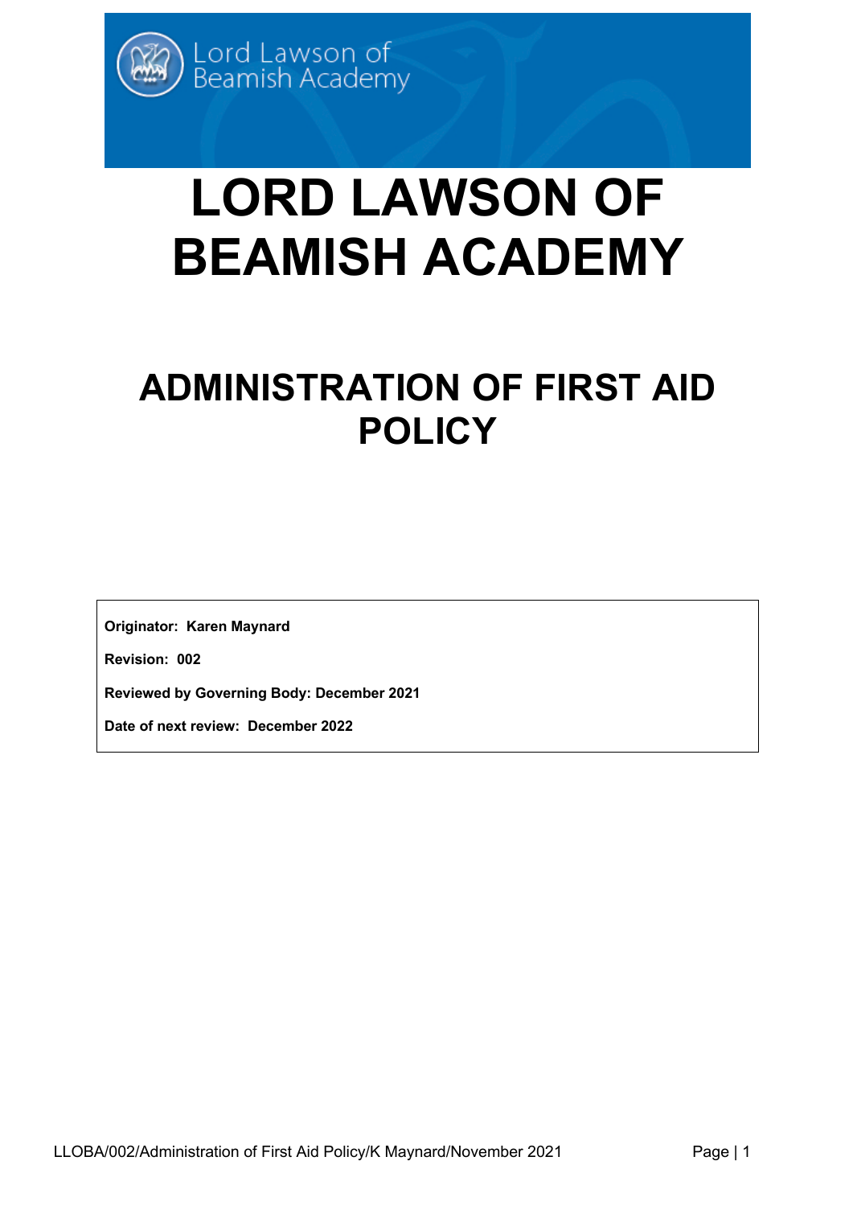Lord Lawson of Beamish Academy

# LORD LAWSON OF BEAMISH ACADEMY

## ADMINISTRATION OF FIRST AID POLICY

**Originator: Karen Maynard**

**Revision: 002**

**Reviewed by Governing Body: December 2021**

**Date of next review: December 2022**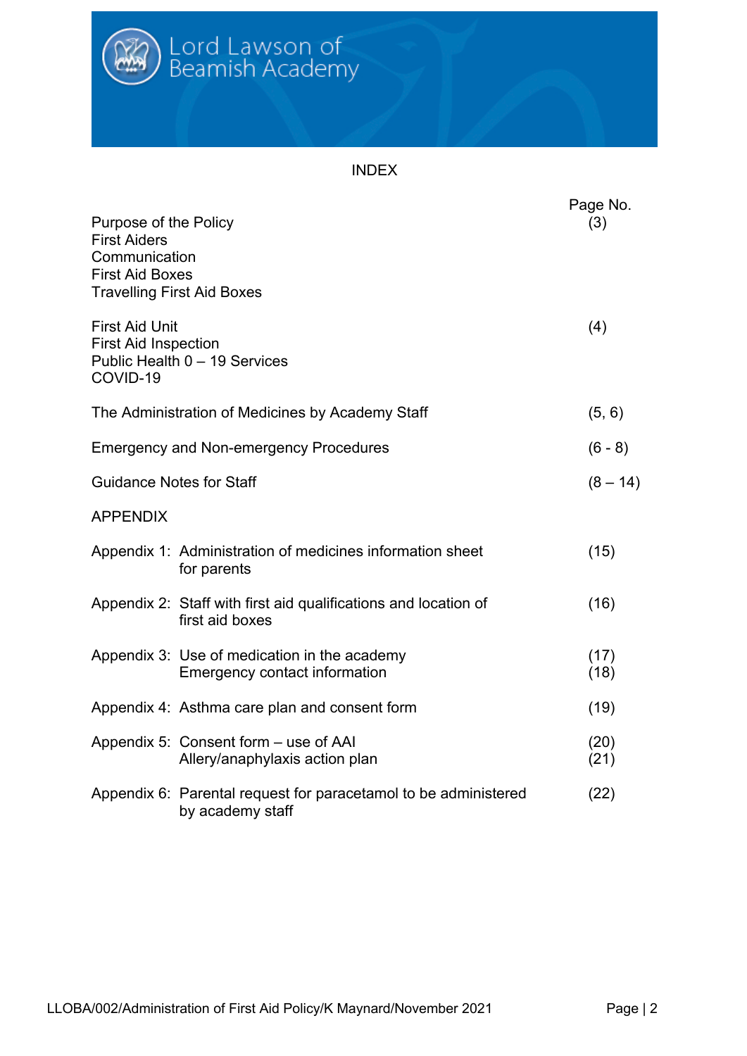Lord Lawson of Beamish Academy

# INDEX

| | Page No. |
|---|---|
| Purpose of the Policy<br>First Aiders<br>Communication<br>First Aid Boxes<br>Travelling First Aid Boxes | (3) |
| First Aid Unit<br>First Aid Inspection<br>Public Health 0 – 19 Services<br>COVID-19 | (4) |
| The Administration of Medicines by Academy Staff | (5, 6) |
| Emergency and Non-emergency Procedures | (6 - 8) |
| Guidance Notes for Staff | (8 – 14) |
| APPENDIX | |
| Appendix 1: Administration of medicines information sheet for parents | (15) |
| Appendix 2: Staff with first aid qualifications and location of first aid boxes | (16) |
| Appendix 3: Use of medication in the academy<br>Emergency contact information | (17)<br>(18) |
| Appendix 4: Asthma care plan and consent form | (19) |
| Appendix 5: Consent form – use of AAI<br>Allery/anaphylaxis action plan | (20)<br>(21) |
| Appendix 6: Parental request for paracetamol to be administered by academy staff | (22) |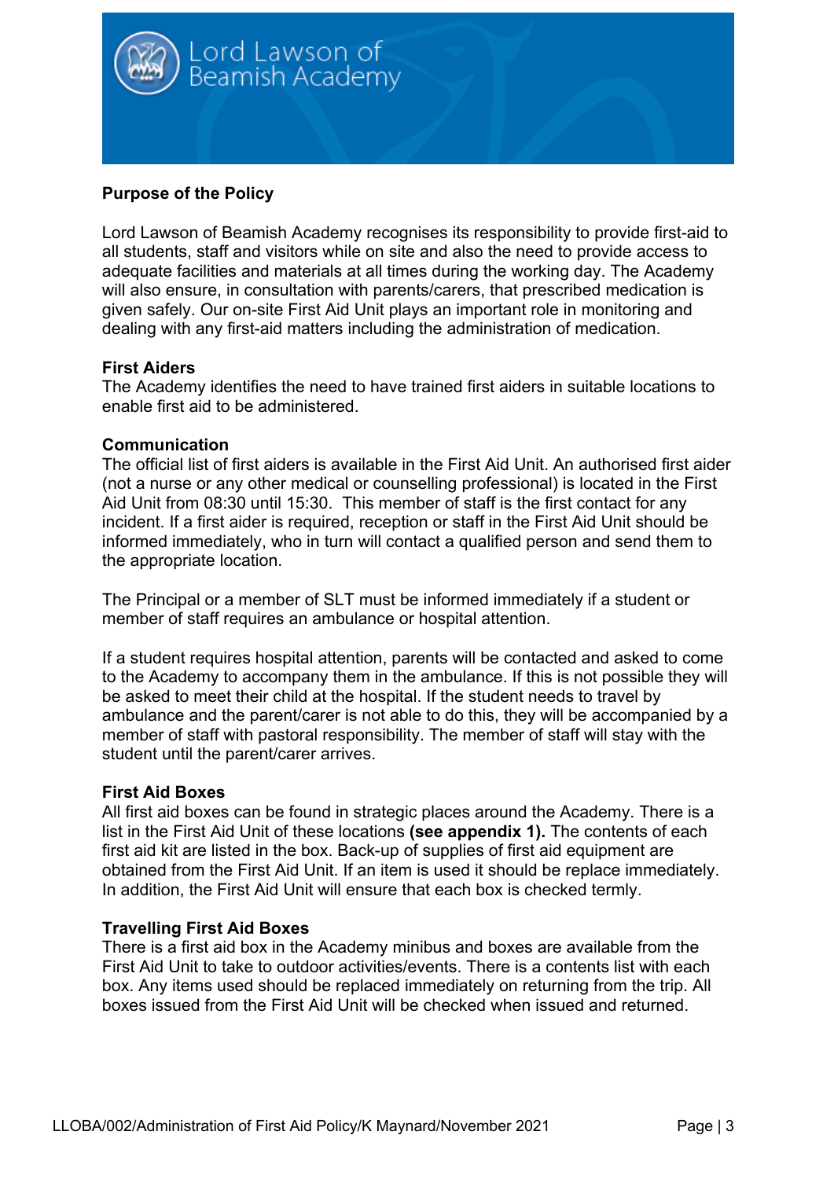## Purpose of the Policy

Lord Lawson of Beamish Academy recognises its responsibility to provide first-aid to all students, staff and visitors while on site and also the need to provide access to adequate facilities and materials at all times during the working day. The Academy will also ensure, in consultation with parents/carers, that prescribed medication is given safely. Our on-site First Aid Unit plays an important role in monitoring and dealing with any first-aid matters including the administration of medication.

### First Aiders

The Academy identifies the need to have trained first aiders in suitable locations to enable first aid to be administered.

### Communication

The official list of first aiders is available in the First Aid Unit. An authorised first aider (not a nurse or any other medical or counselling professional) is located in the First Aid Unit from 08:30 until 15:30. This member of staff is the first contact for any incident. If a first aider is required, reception or staff in the First Aid Unit should be informed immediately, who in turn will contact a qualified person and send them to the appropriate location.

The Principal or a member of SLT must be informed immediately if a student or member of staff requires an ambulance or hospital attention.

If a student requires hospital attention, parents will be contacted and asked to come to the Academy to accompany them in the ambulance. If this is not possible they will be asked to meet their child at the hospital. If the student needs to travel by ambulance and the parent/carer is not able to do this, they will be accompanied by a member of staff with pastoral responsibility. The member of staff will stay with the student until the parent/carer arrives.

### First Aid Boxes

All first aid boxes can be found in strategic places around the Academy. There is a list in the First Aid Unit of these locations **(see appendix 1).** The contents of each first aid kit are listed in the box. Back-up of supplies of first aid equipment are obtained from the First Aid Unit. If an item is used it should be replace immediately. In addition, the First Aid Unit will ensure that each box is checked termly.

### Travelling First Aid Boxes

There is a first aid box in the Academy minibus and boxes are available from the First Aid Unit to take to outdoor activities/events. There is a contents list with each box. Any items used should be replaced immediately on returning from the trip. All boxes issued from the First Aid Unit will be checked when issued and returned.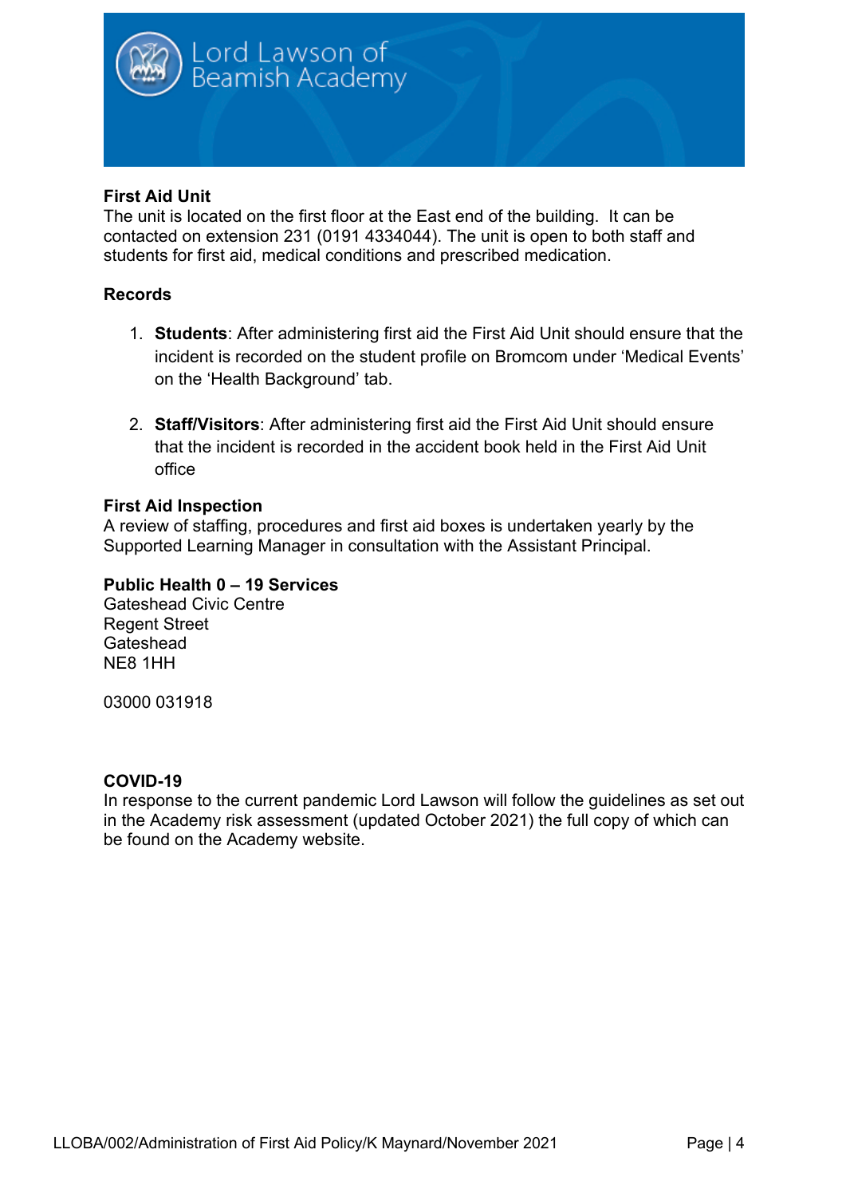**First Aid Unit**
The unit is located on the first floor at the East end of the building. It can be contacted on extension 231 (0191 4334044). The unit is open to both staff and students for first aid, medical conditions and prescribed medication.

**Records**

1. **Students**: After administering first aid the First Aid Unit should ensure that the incident is recorded on the student profile on Bromcom under 'Medical Events' on the 'Health Background' tab.

2. **Staff/Visitors**: After administering first aid the First Aid Unit should ensure that the incident is recorded in the accident book held in the First Aid Unit office

**First Aid Inspection**
A review of staffing, procedures and first aid boxes is undertaken yearly by the Supported Learning Manager in consultation with the Assistant Principal.

**Public Health 0 – 19 Services**
Gateshead Civic Centre
Regent Street
Gateshead
NE8 1HH

03000 031918

**COVID-19**
In response to the current pandemic Lord Lawson will follow the guidelines as set out in the Academy risk assessment (updated October 2021) the full copy of which can be found on the Academy website.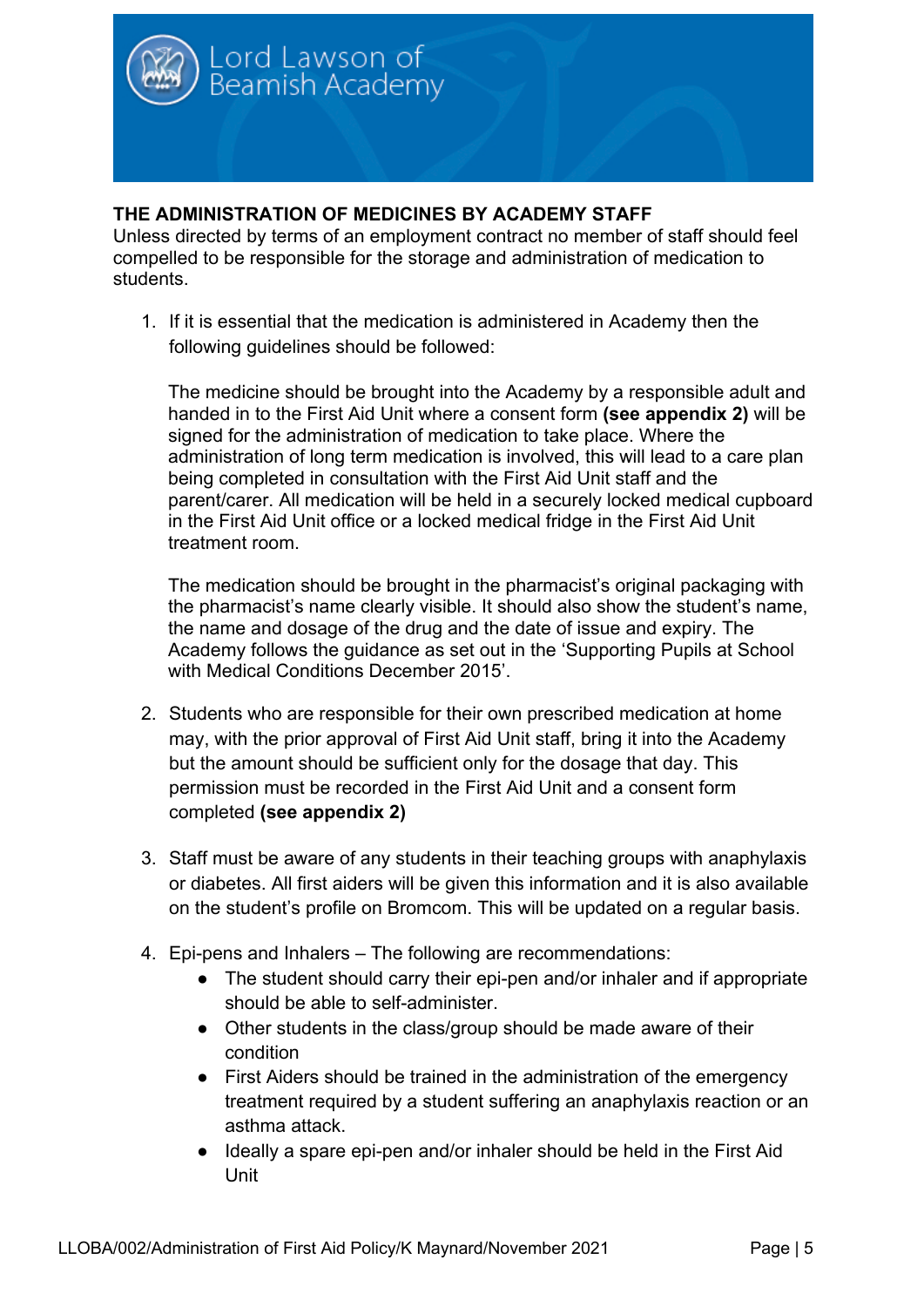## THE ADMINISTRATION OF MEDICINES BY ACADEMY STAFF

Unless directed by terms of an employment contract no member of staff should feel compelled to be responsible for the storage and administration of medication to students.

1. If it is essential that the medication is administered in Academy then the following guidelines should be followed:

   The medicine should be brought into the Academy by a responsible adult and handed in to the First Aid Unit where a consent form **(see appendix 2)** will be signed for the administration of medication to take place. Where the administration of long term medication is involved, this will lead to a care plan being completed in consultation with the First Aid Unit staff and the parent/carer. All medication will be held in a securely locked medical cupboard in the First Aid Unit office or a locked medical fridge in the First Aid Unit treatment room.

   The medication should be brought in the pharmacist's original packaging with the pharmacist's name clearly visible. It should also show the student's name, the name and dosage of the drug and the date of issue and expiry. The Academy follows the guidance as set out in the 'Supporting Pupils at School with Medical Conditions December 2015'.

2. Students who are responsible for their own prescribed medication at home may, with the prior approval of First Aid Unit staff, bring it into the Academy but the amount should be sufficient only for the dosage that day. This permission must be recorded in the First Aid Unit and a consent form completed **(see appendix 2)**

3. Staff must be aware of any students in their teaching groups with anaphylaxis or diabetes. All first aiders will be given this information and it is also available on the student's profile on Bromcom. This will be updated on a regular basis.

4. Epi-pens and Inhalers – The following are recommendations:
   - The student should carry their epi-pen and/or inhaler and if appropriate should be able to self-administer.
   - Other students in the class/group should be made aware of their condition
   - First Aiders should be trained in the administration of the emergency treatment required by a student suffering an anaphylaxis reaction or an asthma attack.
   - Ideally a spare epi-pen and/or inhaler should be held in the First Aid Unit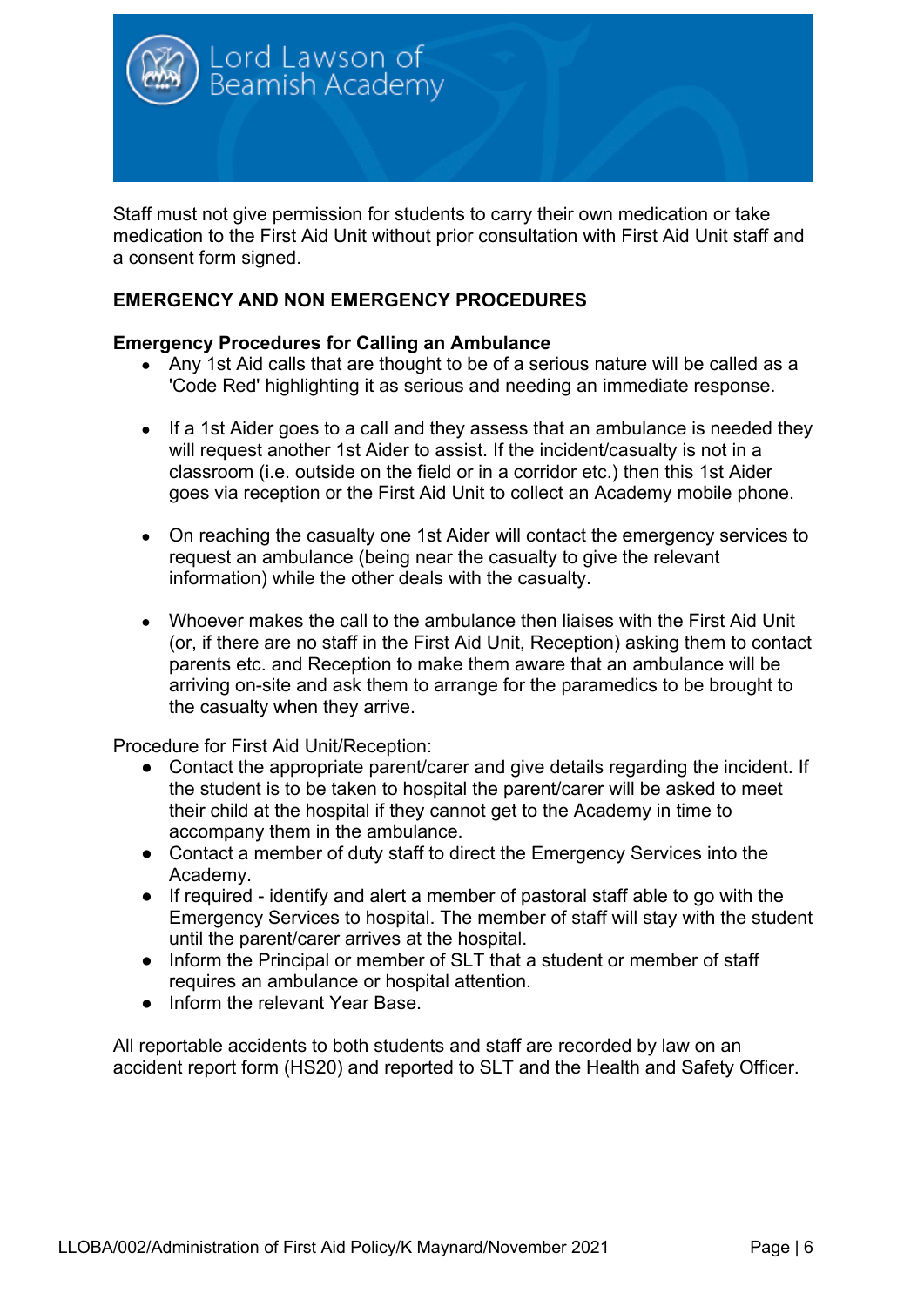Staff must not give permission for students to carry their own medication or take medication to the First Aid Unit without prior consultation with First Aid Unit staff and a consent form signed.

## EMERGENCY AND NON EMERGENCY PROCEDURES

### Emergency Procedures for Calling an Ambulance

- Any 1st Aid calls that are thought to be of a serious nature will be called as a 'Code Red' highlighting it as serious and needing an immediate response.
- If a 1st Aider goes to a call and they assess that an ambulance is needed they will request another 1st Aider to assist. If the incident/casualty is not in a classroom (i.e. outside on the field or in a corridor etc.) then this 1st Aider goes via reception or the First Aid Unit to collect an Academy mobile phone.
- On reaching the casualty one 1st Aider will contact the emergency services to request an ambulance (being near the casualty to give the relevant information) while the other deals with the casualty.
- Whoever makes the call to the ambulance then liaises with the First Aid Unit (or, if there are no staff in the First Aid Unit, Reception) asking them to contact parents etc. and Reception to make them aware that an ambulance will be arriving on-site and ask them to arrange for the paramedics to be brought to the casualty when they arrive.

Procedure for First Aid Unit/Reception:

- Contact the appropriate parent/carer and give details regarding the incident. If the student is to be taken to hospital the parent/carer will be asked to meet their child at the hospital if they cannot get to the Academy in time to accompany them in the ambulance.
- Contact a member of duty staff to direct the Emergency Services into the Academy.
- If required - identify and alert a member of pastoral staff able to go with the Emergency Services to hospital. The member of staff will stay with the student until the parent/carer arrives at the hospital.
- Inform the Principal or member of SLT that a student or member of staff requires an ambulance or hospital attention.
- Inform the relevant Year Base.

All reportable accidents to both students and staff are recorded by law on an accident report form (HS20) and reported to SLT and the Health and Safety Officer.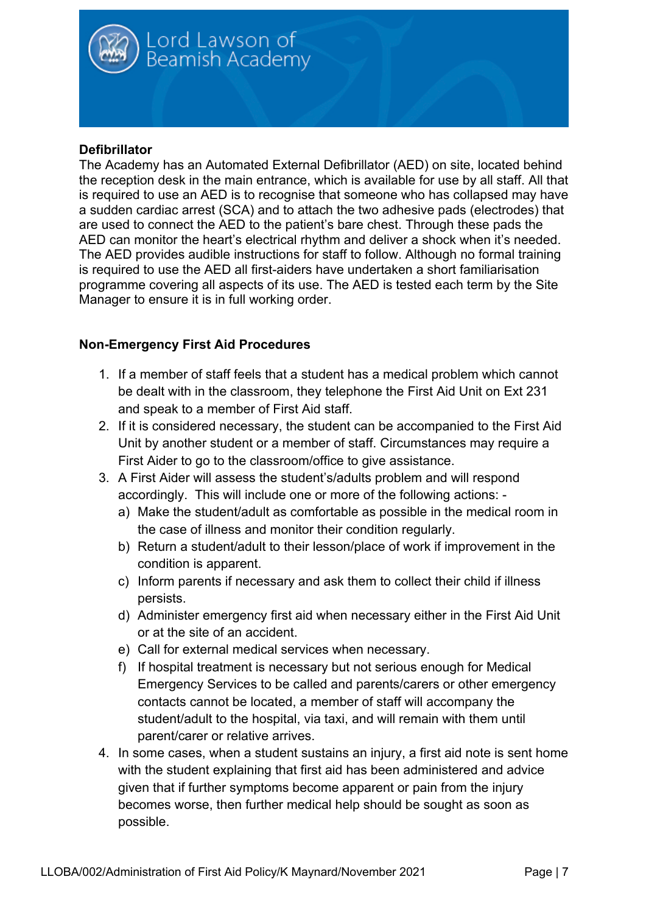**Defibrillator**

The Academy has an Automated External Defibrillator (AED) on site, located behind the reception desk in the main entrance, which is available for use by all staff. All that is required to use an AED is to recognise that someone who has collapsed may have a sudden cardiac arrest (SCA) and to attach the two adhesive pads (electrodes) that are used to connect the AED to the patient's bare chest. Through these pads the AED can monitor the heart's electrical rhythm and deliver a shock when it's needed. The AED provides audible instructions for staff to follow. Although no formal training is required to use the AED all first-aiders have undertaken a short familiarisation programme covering all aspects of its use. The AED is tested each term by the Site Manager to ensure it is in full working order.

**Non-Emergency First Aid Procedures**

1. If a member of staff feels that a student has a medical problem which cannot be dealt with in the classroom, they telephone the First Aid Unit on Ext 231 and speak to a member of First Aid staff.
2. If it is considered necessary, the student can be accompanied to the First Aid Unit by another student or a member of staff. Circumstances may require a First Aider to go to the classroom/office to give assistance.
3. A First Aider will assess the student's/adults problem and will respond accordingly. This will include one or more of the following actions: -
   a) Make the student/adult as comfortable as possible in the medical room in the case of illness and monitor their condition regularly.
   b) Return a student/adult to their lesson/place of work if improvement in the condition is apparent.
   c) Inform parents if necessary and ask them to collect their child if illness persists.
   d) Administer emergency first aid when necessary either in the First Aid Unit or at the site of an accident.
   e) Call for external medical services when necessary.
   f) If hospital treatment is necessary but not serious enough for Medical Emergency Services to be called and parents/carers or other emergency contacts cannot be located, a member of staff will accompany the student/adult to the hospital, via taxi, and will remain with them until parent/carer or relative arrives.
4. In some cases, when a student sustains an injury, a first aid note is sent home with the student explaining that first aid has been administered and advice given that if further symptoms become apparent or pain from the injury becomes worse, then further medical help should be sought as soon as possible.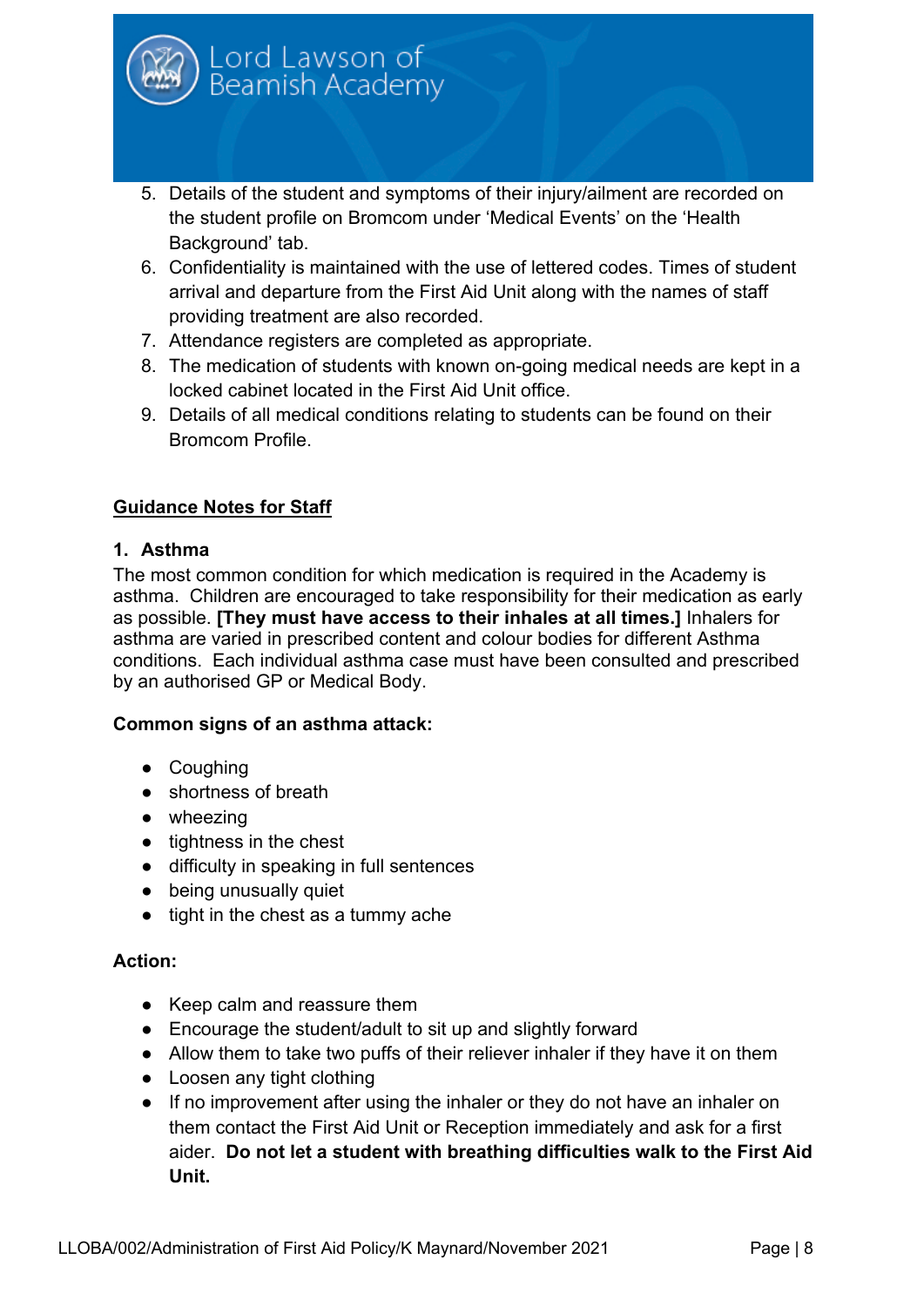5. Details of the student and symptoms of their injury/ailment are recorded on the student profile on Bromcom under 'Medical Events' on the 'Health Background' tab.
6. Confidentiality is maintained with the use of lettered codes. Times of student arrival and departure from the First Aid Unit along with the names of staff providing treatment are also recorded.
7. Attendance registers are completed as appropriate.
8. The medication of students with known on-going medical needs are kept in a locked cabinet located in the First Aid Unit office.
9. Details of all medical conditions relating to students can be found on their Bromcom Profile.

## Guidance Notes for Staff

### 1. Asthma

The most common condition for which medication is required in the Academy is asthma. Children are encouraged to take responsibility for their medication as early as possible. **[They must have access to their inhales at all times.]** Inhalers for asthma are varied in prescribed content and colour bodies for different Asthma conditions. Each individual asthma case must have been consulted and prescribed by an authorised GP or Medical Body.

**Common signs of an asthma attack:**

- Coughing
- shortness of breath
- wheezing
- tightness in the chest
- difficulty in speaking in full sentences
- being unusually quiet
- tight in the chest as a tummy ache

**Action:**

- Keep calm and reassure them
- Encourage the student/adult to sit up and slightly forward
- Allow them to take two puffs of their reliever inhaler if they have it on them
- Loosen any tight clothing
- If no improvement after using the inhaler or they do not have an inhaler on them contact the First Aid Unit or Reception immediately and ask for a first aider. **Do not let a student with breathing difficulties walk to the First Aid Unit.**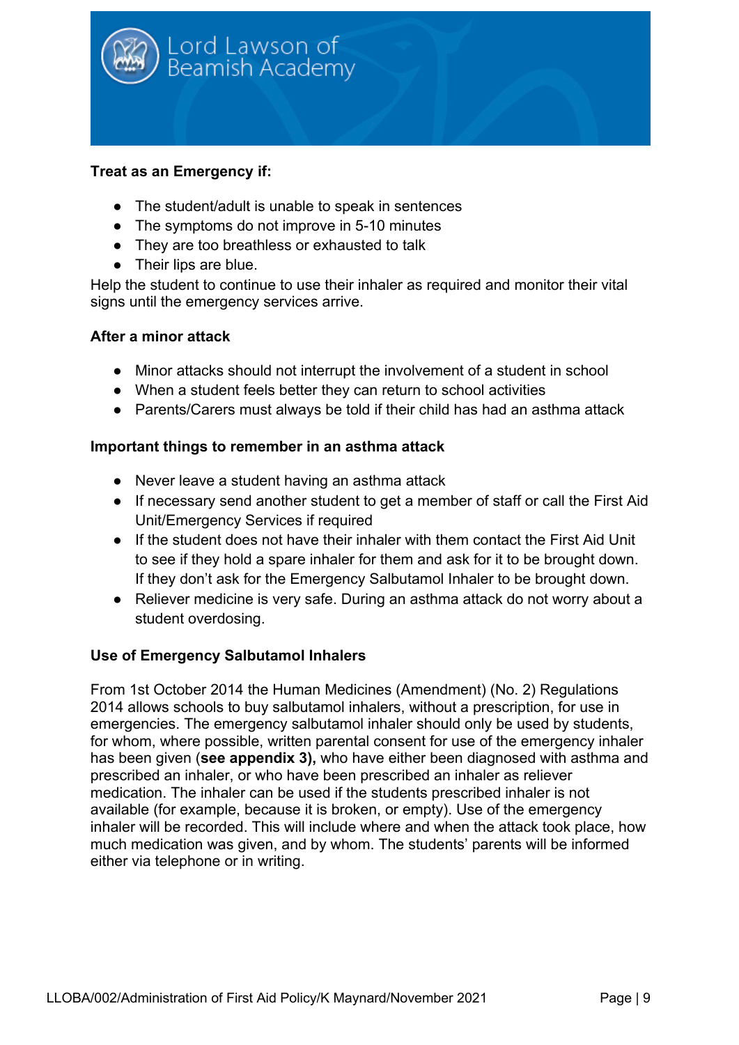**Treat as an Emergency if:**

- The student/adult is unable to speak in sentences
- The symptoms do not improve in 5-10 minutes
- They are too breathless or exhausted to talk
- Their lips are blue.

Help the student to continue to use their inhaler as required and monitor their vital signs until the emergency services arrive.

**After a minor attack**

- Minor attacks should not interrupt the involvement of a student in school
- When a student feels better they can return to school activities
- Parents/Carers must always be told if their child has had an asthma attack

**Important things to remember in an asthma attack**

- Never leave a student having an asthma attack
- If necessary send another student to get a member of staff or call the First Aid Unit/Emergency Services if required
- If the student does not have their inhaler with them contact the First Aid Unit to see if they hold a spare inhaler for them and ask for it to be brought down. If they don't ask for the Emergency Salbutamol Inhaler to be brought down.
- Reliever medicine is very safe. During an asthma attack do not worry about a student overdosing.

**Use of Emergency Salbutamol Inhalers**

From 1st October 2014 the Human Medicines (Amendment) (No. 2) Regulations 2014 allows schools to buy salbutamol inhalers, without a prescription, for use in emergencies. The emergency salbutamol inhaler should only be used by students, for whom, where possible, written parental consent for use of the emergency inhaler has been given (**see appendix 3),** who have either been diagnosed with asthma and prescribed an inhaler, or who have been prescribed an inhaler as reliever medication. The inhaler can be used if the students prescribed inhaler is not available (for example, because it is broken, or empty). Use of the emergency inhaler will be recorded. This will include where and when the attack took place, how much medication was given, and by whom. The students' parents will be informed either via telephone or in writing.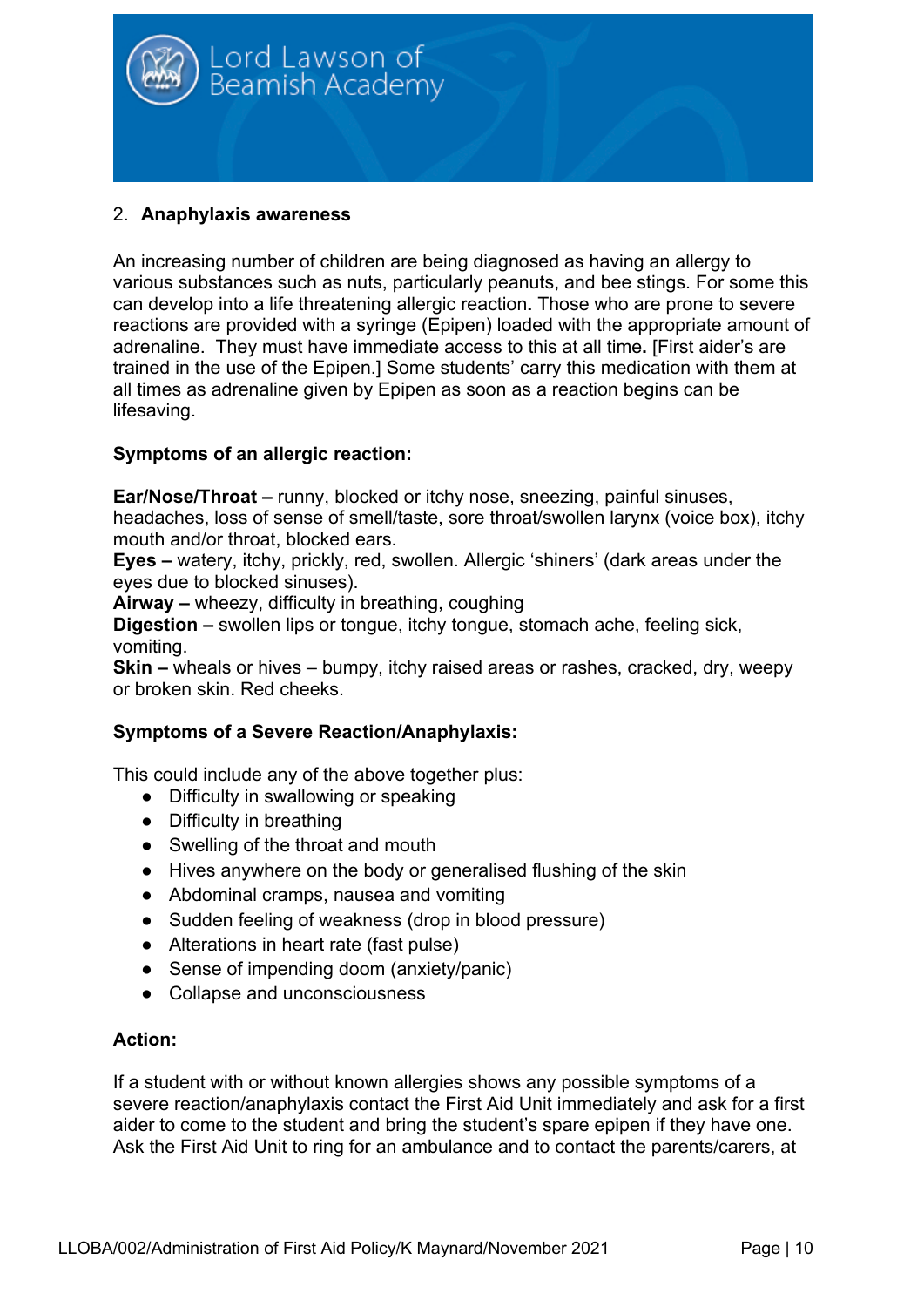2. **Anaphylaxis awareness**

An increasing number of children are being diagnosed as having an allergy to various substances such as nuts, particularly peanuts, and bee stings. For some this can develop into a life threatening allergic reaction**.** Those who are prone to severe reactions are provided with a syringe (Epipen) loaded with the appropriate amount of adrenaline. They must have immediate access to this at all time**.** [First aider's are trained in the use of the Epipen.] Some students' carry this medication with them at all times as adrenaline given by Epipen as soon as a reaction begins can be lifesaving.

**Symptoms of an allergic reaction:**

**Ear/Nose/Throat –** runny, blocked or itchy nose, sneezing, painful sinuses, headaches, loss of sense of smell/taste, sore throat/swollen larynx (voice box), itchy mouth and/or throat, blocked ears.
**Eyes –** watery, itchy, prickly, red, swollen. Allergic 'shiners' (dark areas under the eyes due to blocked sinuses).
**Airway –** wheezy, difficulty in breathing, coughing
**Digestion –** swollen lips or tongue, itchy tongue, stomach ache, feeling sick, vomiting.
**Skin –** wheals or hives – bumpy, itchy raised areas or rashes, cracked, dry, weepy or broken skin. Red cheeks.

**Symptoms of a Severe Reaction/Anaphylaxis:**

This could include any of the above together plus:

- Difficulty in swallowing or speaking
- Difficulty in breathing
- Swelling of the throat and mouth
- Hives anywhere on the body or generalised flushing of the skin
- Abdominal cramps, nausea and vomiting
- Sudden feeling of weakness (drop in blood pressure)
- Alterations in heart rate (fast pulse)
- Sense of impending doom (anxiety/panic)
- Collapse and unconsciousness

**Action:**

If a student with or without known allergies shows any possible symptoms of a severe reaction/anaphylaxis contact the First Aid Unit immediately and ask for a first aider to come to the student and bring the student's spare epipen if they have one. Ask the First Aid Unit to ring for an ambulance and to contact the parents/carers, at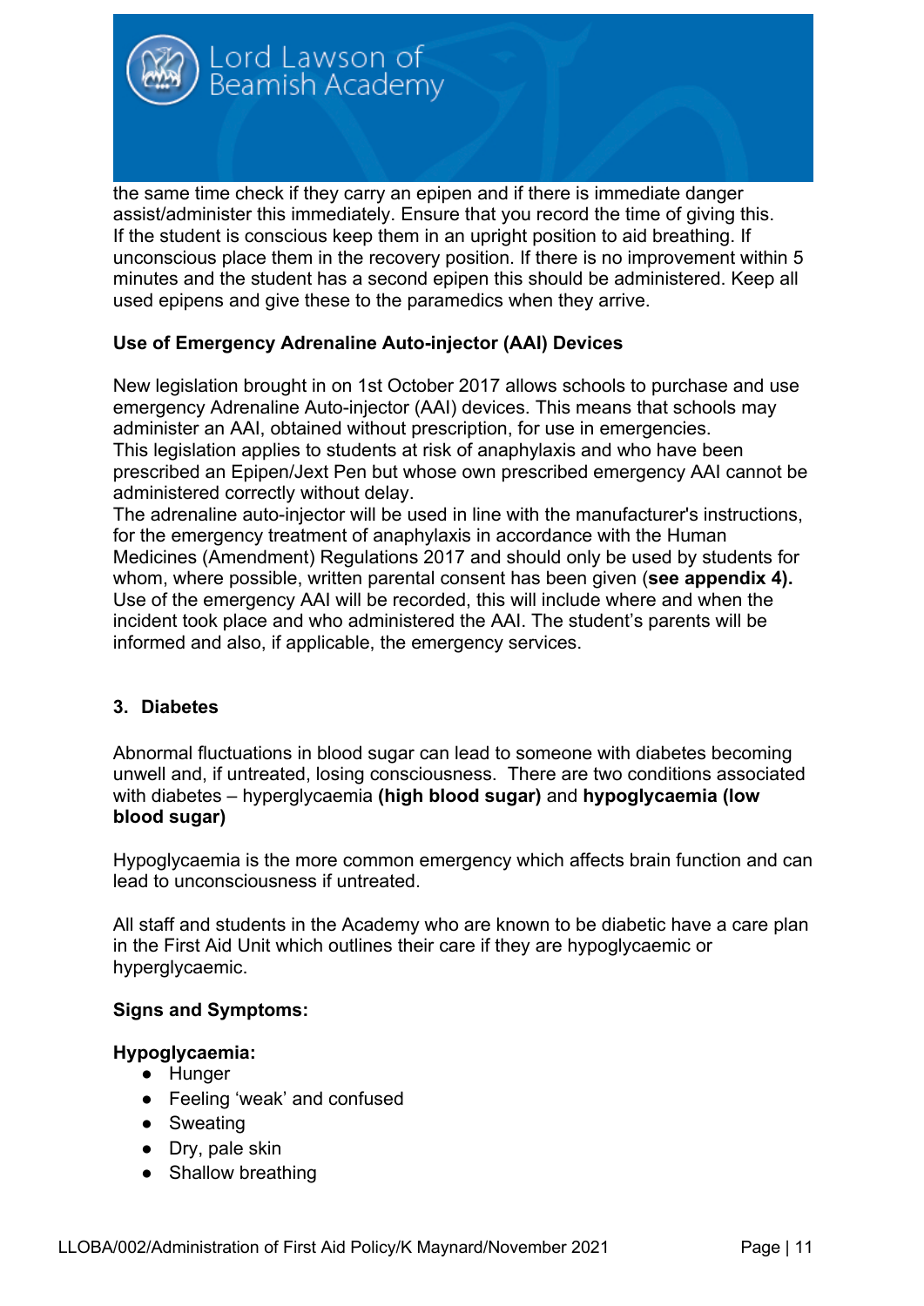the same time check if they carry an epipen and if there is immediate danger assist/administer this immediately. Ensure that you record the time of giving this. If the student is conscious keep them in an upright position to aid breathing. If unconscious place them in the recovery position. If there is no improvement within 5 minutes and the student has a second epipen this should be administered. Keep all used epipens and give these to the paramedics when they arrive.

**Use of Emergency Adrenaline Auto-injector (AAI) Devices**

New legislation brought in on 1st October 2017 allows schools to purchase and use emergency Adrenaline Auto-injector (AAI) devices. This means that schools may administer an AAI, obtained without prescription, for use in emergencies.
This legislation applies to students at risk of anaphylaxis and who have been prescribed an Epipen/Jext Pen but whose own prescribed emergency AAI cannot be administered correctly without delay.
The adrenaline auto-injector will be used in line with the manufacturer's instructions, for the emergency treatment of anaphylaxis in accordance with the Human Medicines (Amendment) Regulations 2017 and should only be used by students for whom, where possible, written parental consent has been given (**see appendix 4).**
Use of the emergency AAI will be recorded, this will include where and when the incident took place and who administered the AAI. The student's parents will be informed and also, if applicable, the emergency services.

**3. Diabetes**

Abnormal fluctuations in blood sugar can lead to someone with diabetes becoming unwell and, if untreated, losing consciousness. There are two conditions associated with diabetes – hyperglycaemia **(high blood sugar)** and **hypoglycaemia (low blood sugar)**

Hypoglycaemia is the more common emergency which affects brain function and can lead to unconsciousness if untreated.

All staff and students in the Academy who are known to be diabetic have a care plan in the First Aid Unit which outlines their care if they are hypoglycaemic or hyperglycaemic.

**Signs and Symptoms:**

**Hypoglycaemia:**

- Hunger
- Feeling 'weak' and confused
- Sweating
- Dry, pale skin
- Shallow breathing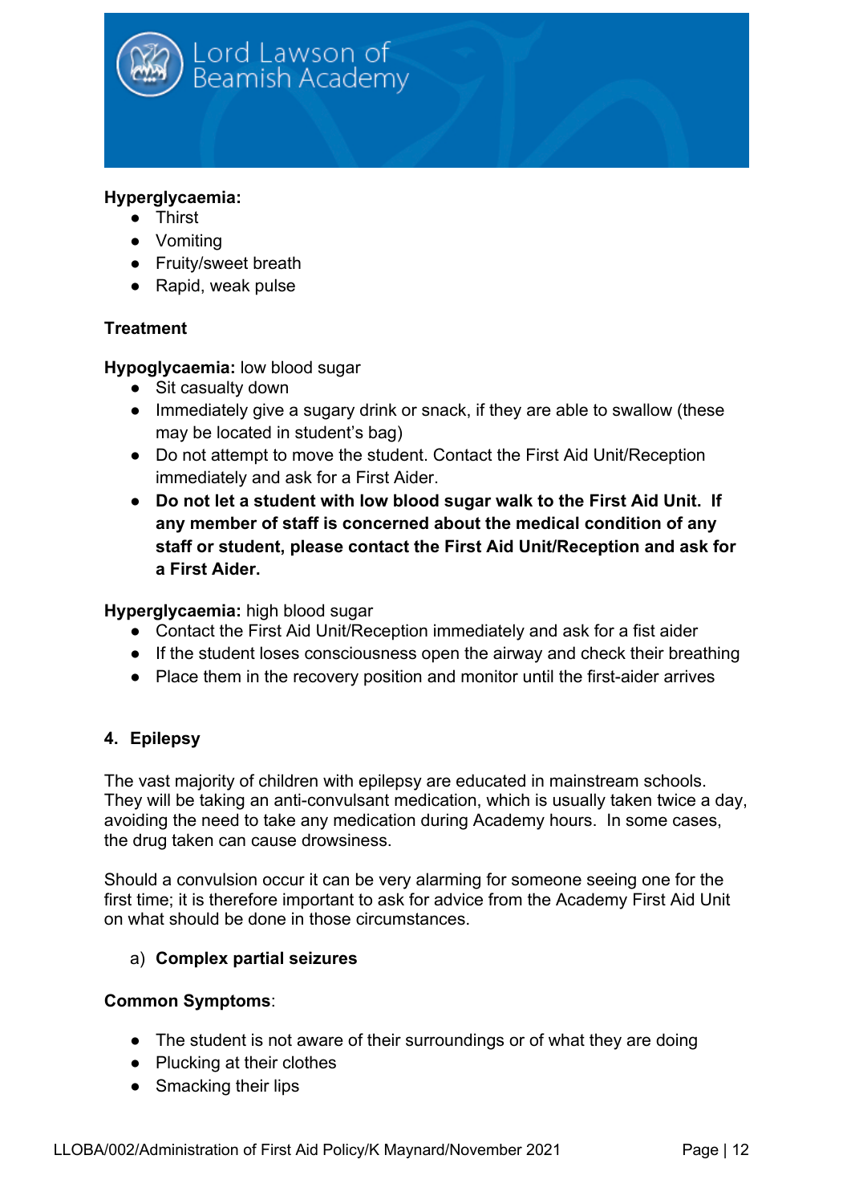**Hyperglycaemia:**

- Thirst
- Vomiting
- Fruity/sweet breath
- Rapid, weak pulse

**Treatment**

**Hypoglycaemia:** low blood sugar

- Sit casualty down
- Immediately give a sugary drink or snack, if they are able to swallow (these may be located in student's bag)
- Do not attempt to move the student. Contact the First Aid Unit/Reception immediately and ask for a First Aider.
- **Do not let a student with low blood sugar walk to the First Aid Unit. If any member of staff is concerned about the medical condition of any staff or student, please contact the First Aid Unit/Reception and ask for a First Aider.**

**Hyperglycaemia:** high blood sugar

- Contact the First Aid Unit/Reception immediately and ask for a fist aider
- If the student loses consciousness open the airway and check their breathing
- Place them in the recovery position and monitor until the first-aider arrives

## 4. Epilepsy

The vast majority of children with epilepsy are educated in mainstream schools. They will be taking an anti-convulsant medication, which is usually taken twice a day, avoiding the need to take any medication during Academy hours. In some cases, the drug taken can cause drowsiness.

Should a convulsion occur it can be very alarming for someone seeing one for the first time; it is therefore important to ask for advice from the Academy First Aid Unit on what should be done in those circumstances.

a) **Complex partial seizures**

**Common Symptoms**:

- The student is not aware of their surroundings or of what they are doing
- Plucking at their clothes
- Smacking their lips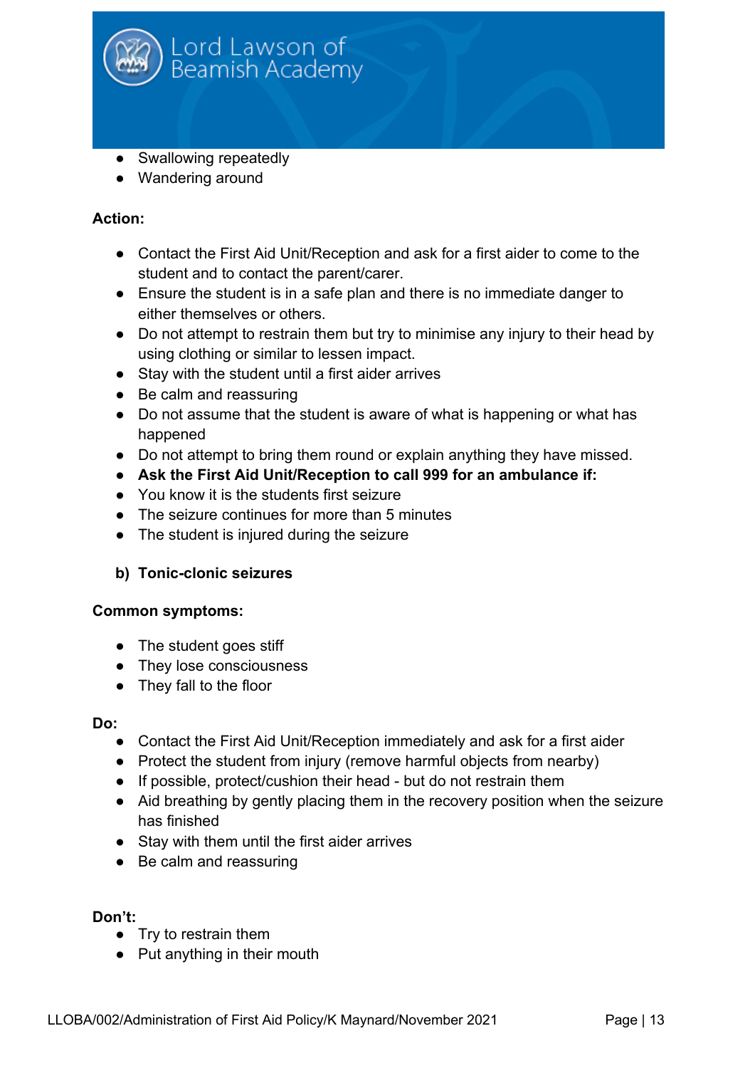- Swallowing repeatedly
- Wandering around

**Action:**

- Contact the First Aid Unit/Reception and ask for a first aider to come to the student and to contact the parent/carer.
- Ensure the student is in a safe plan and there is no immediate danger to either themselves or others.
- Do not attempt to restrain them but try to minimise any injury to their head by using clothing or similar to lessen impact.
- Stay with the student until a first aider arrives
- Be calm and reassuring
- Do not assume that the student is aware of what is happening or what has happened
- Do not attempt to bring them round or explain anything they have missed.
- **Ask the First Aid Unit/Reception to call 999 for an ambulance if:**
- You know it is the students first seizure
- The seizure continues for more than 5 minutes
- The student is injured during the seizure

**b) Tonic-clonic seizures**

**Common symptoms:**

- The student goes stiff
- They lose consciousness
- They fall to the floor

**Do:**

- Contact the First Aid Unit/Reception immediately and ask for a first aider
- Protect the student from injury (remove harmful objects from nearby)
- If possible, protect/cushion their head - but do not restrain them
- Aid breathing by gently placing them in the recovery position when the seizure has finished
- Stay with them until the first aider arrives
- Be calm and reassuring

**Don't:**

- Try to restrain them
- Put anything in their mouth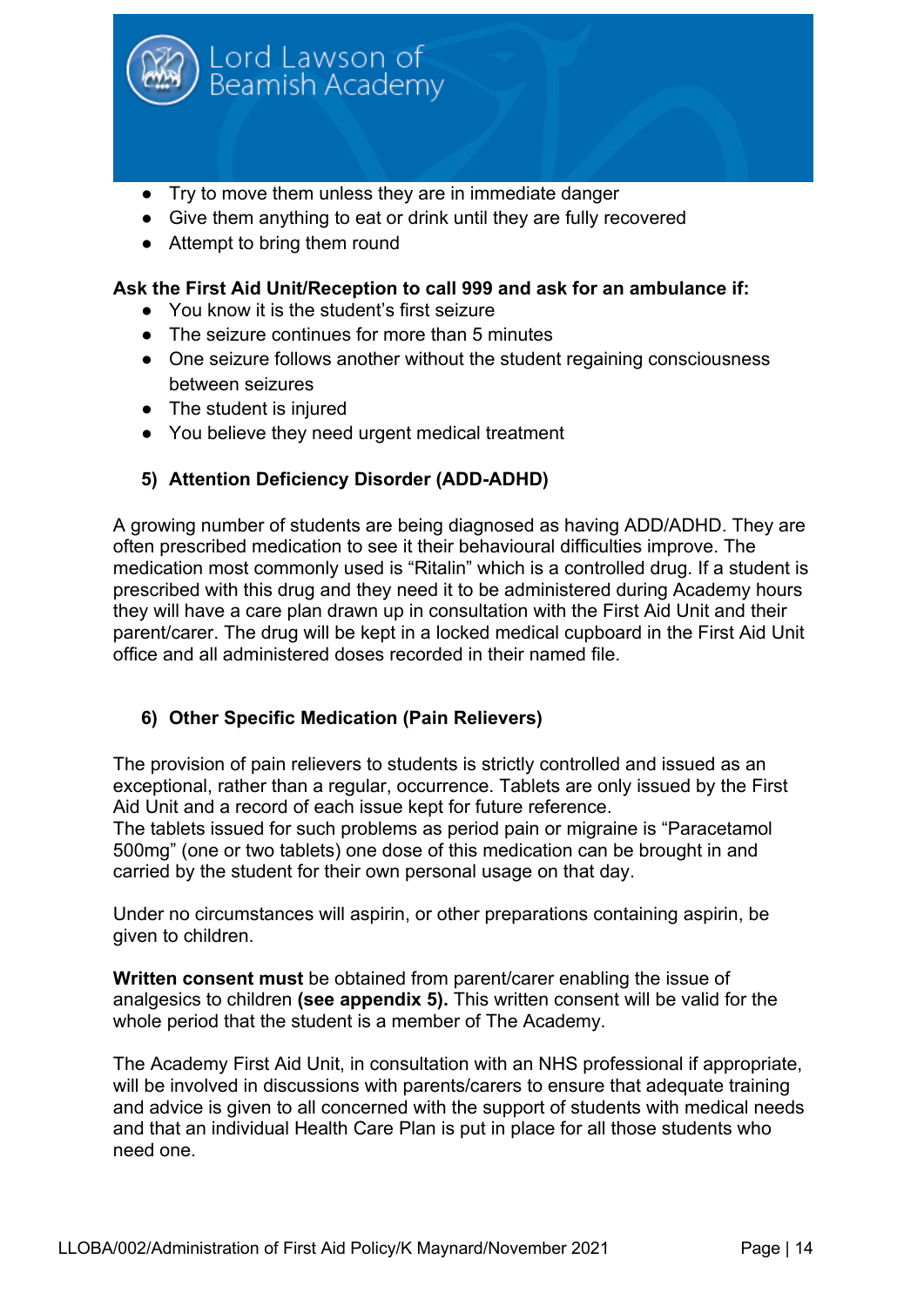- Try to move them unless they are in immediate danger
- Give them anything to eat or drink until they are fully recovered
- Attempt to bring them round

**Ask the First Aid Unit/Reception to call 999 and ask for an ambulance if:**

- You know it is the student's first seizure
- The seizure continues for more than 5 minutes
- One seizure follows another without the student regaining consciousness between seizures
- The student is injured
- You believe they need urgent medical treatment

### 5) Attention Deficiency Disorder (ADD-ADHD)

A growing number of students are being diagnosed as having ADD/ADHD. They are often prescribed medication to see it their behavioural difficulties improve. The medication most commonly used is "Ritalin" which is a controlled drug. If a student is prescribed with this drug and they need it to be administered during Academy hours they will have a care plan drawn up in consultation with the First Aid Unit and their parent/carer. The drug will be kept in a locked medical cupboard in the First Aid Unit office and all administered doses recorded in their named file.

### 6) Other Specific Medication (Pain Relievers)

The provision of pain relievers to students is strictly controlled and issued as an exceptional, rather than a regular, occurrence. Tablets are only issued by the First Aid Unit and a record of each issue kept for future reference.
The tablets issued for such problems as period pain or migraine is "Paracetamol 500mg" (one or two tablets) one dose of this medication can be brought in and carried by the student for their own personal usage on that day.

Under no circumstances will aspirin, or other preparations containing aspirin, be given to children.

**Written consent must** be obtained from parent/carer enabling the issue of analgesics to children **(see appendix 5).** This written consent will be valid for the whole period that the student is a member of The Academy.

The Academy First Aid Unit, in consultation with an NHS professional if appropriate, will be involved in discussions with parents/carers to ensure that adequate training and advice is given to all concerned with the support of students with medical needs and that an individual Health Care Plan is put in place for all those students who need one.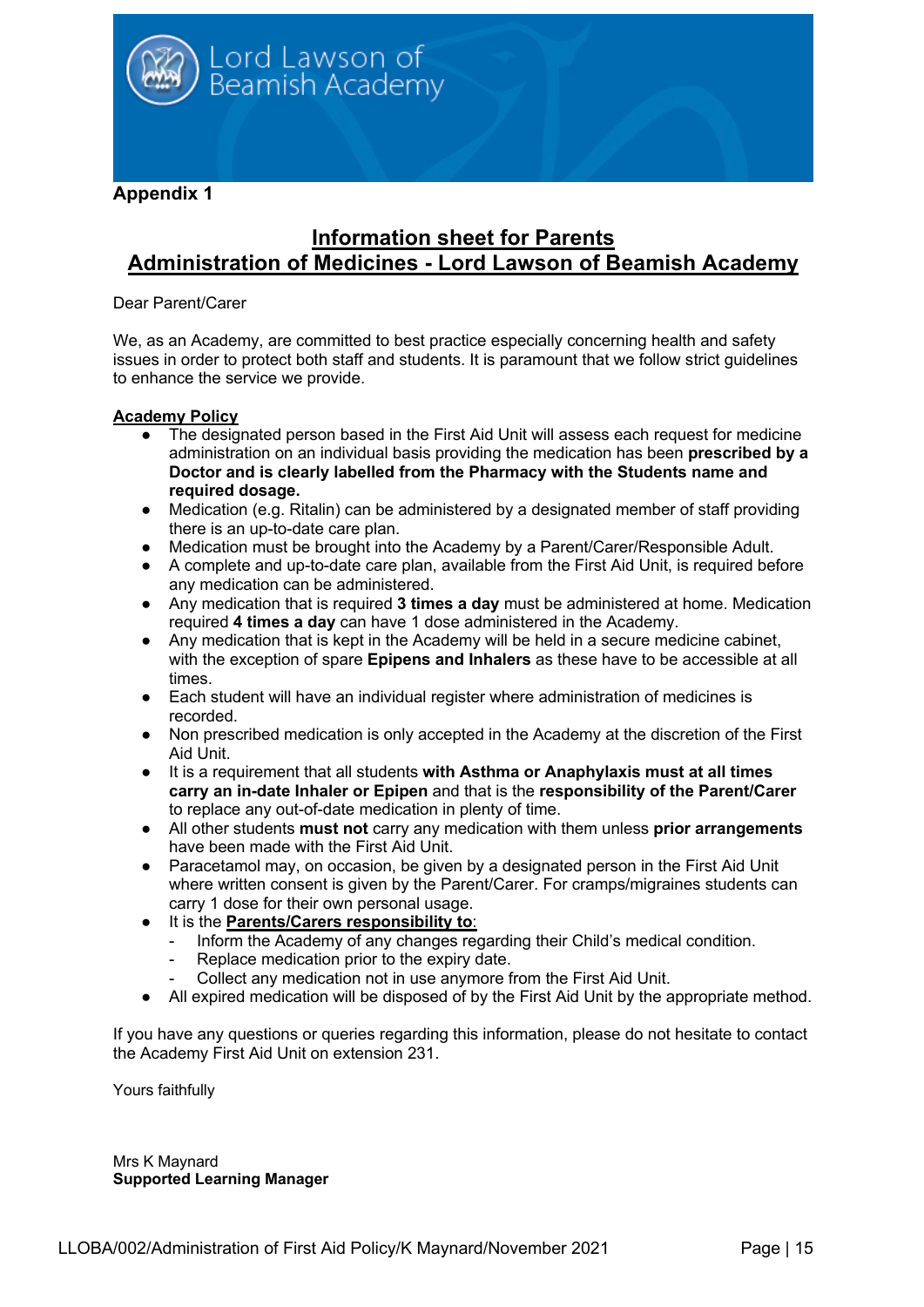**Appendix 1**

# Information sheet for Parents
# Administration of Medicines - Lord Lawson of Beamish Academy

Dear Parent/Carer

We, as an Academy, are committed to best practice especially concerning health and safety issues in order to protect both staff and students. It is paramount that we follow strict guidelines to enhance the service we provide.

**Academy Policy**

- The designated person based in the First Aid Unit will assess each request for medicine administration on an individual basis providing the medication has been **prescribed by a Doctor and is clearly labelled from the Pharmacy with the Students name and required dosage.**
- Medication (e.g. Ritalin) can be administered by a designated member of staff providing there is an up-to-date care plan.
- Medication must be brought into the Academy by a Parent/Carer/Responsible Adult.
- A complete and up-to-date care plan, available from the First Aid Unit, is required before any medication can be administered.
- Any medication that is required **3 times a day** must be administered at home. Medication required **4 times a day** can have 1 dose administered in the Academy.
- Any medication that is kept in the Academy will be held in a secure medicine cabinet, with the exception of spare **Epipens and Inhalers** as these have to be accessible at all times.
- Each student will have an individual register where administration of medicines is recorded.
- Non prescribed medication is only accepted in the Academy at the discretion of the First Aid Unit.
- It is a requirement that all students **with Asthma or Anaphylaxis must at all times carry an in-date Inhaler or Epipen** and that is the **responsibility of the Parent/Carer** to replace any out-of-date medication in plenty of time.
- All other students **must not** carry any medication with them unless **prior arrangements** have been made with the First Aid Unit.
- Paracetamol may, on occasion, be given by a designated person in the First Aid Unit where written consent is given by the Parent/Carer. For cramps/migraines students can carry 1 dose for their own personal usage.
- It is the **Parents/Carers responsibility to**:
  - Inform the Academy of any changes regarding their Child's medical condition.
  - Replace medication prior to the expiry date.
  - Collect any medication not in use anymore from the First Aid Unit.
- All expired medication will be disposed of by the First Aid Unit by the appropriate method.

If you have any questions or queries regarding this information, please do not hesitate to contact the Academy First Aid Unit on extension 231.

Yours faithfully

Mrs K Maynard
**Supported Learning Manager**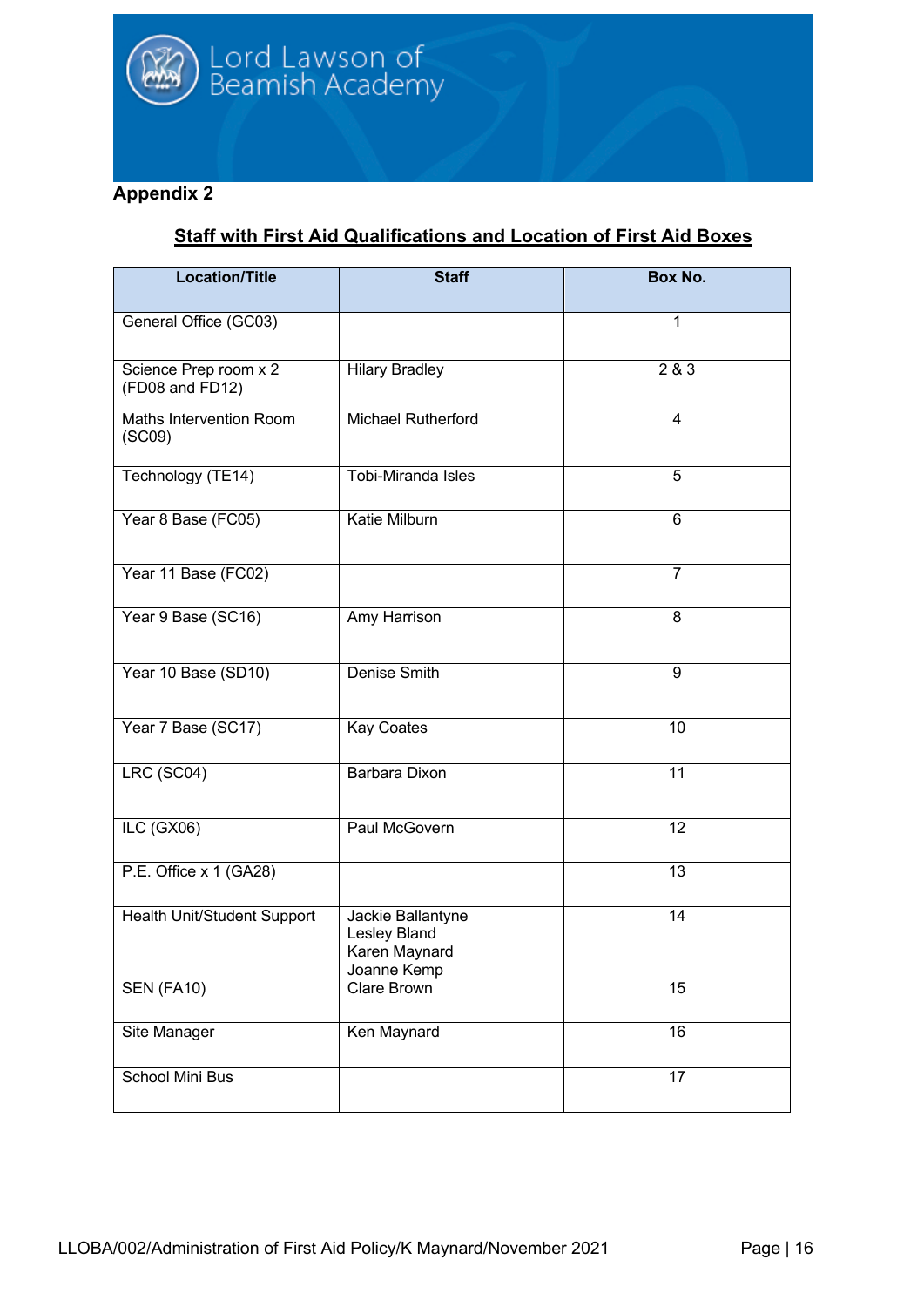## Appendix 2

### Staff with First Aid Qualifications and Location of First Aid Boxes

| Location/Title | Staff | Box No. |
| --- | --- | --- |
| General Office (GC03) | | 1 |
| Science Prep room x 2 (FD08 and FD12) | Hilary Bradley | 2 & 3 |
| Maths Intervention Room (SC09) | Michael Rutherford | 4 |
| Technology (TE14) | Tobi-Miranda Isles | 5 |
| Year 8 Base (FC05) | Katie Milburn | 6 |
| Year 11 Base (FC02) | | 7 |
| Year 9 Base (SC16) | Amy Harrison | 8 |
| Year 10 Base (SD10) | Denise Smith | 9 |
| Year 7 Base (SC17) | Kay Coates | 10 |
| LRC (SC04) | Barbara Dixon | 11 |
| ILC (GX06) | Paul McGovern | 12 |
| P.E. Office x 1 (GA28) | | 13 |
| Health Unit/Student Support | Jackie Ballantyne<br>Lesley Bland<br>Karen Maynard<br>Joanne Kemp | 14 |
| SEN (FA10) | Clare Brown | 15 |
| Site Manager | Ken Maynard | 16 |
| School Mini Bus | | 17 |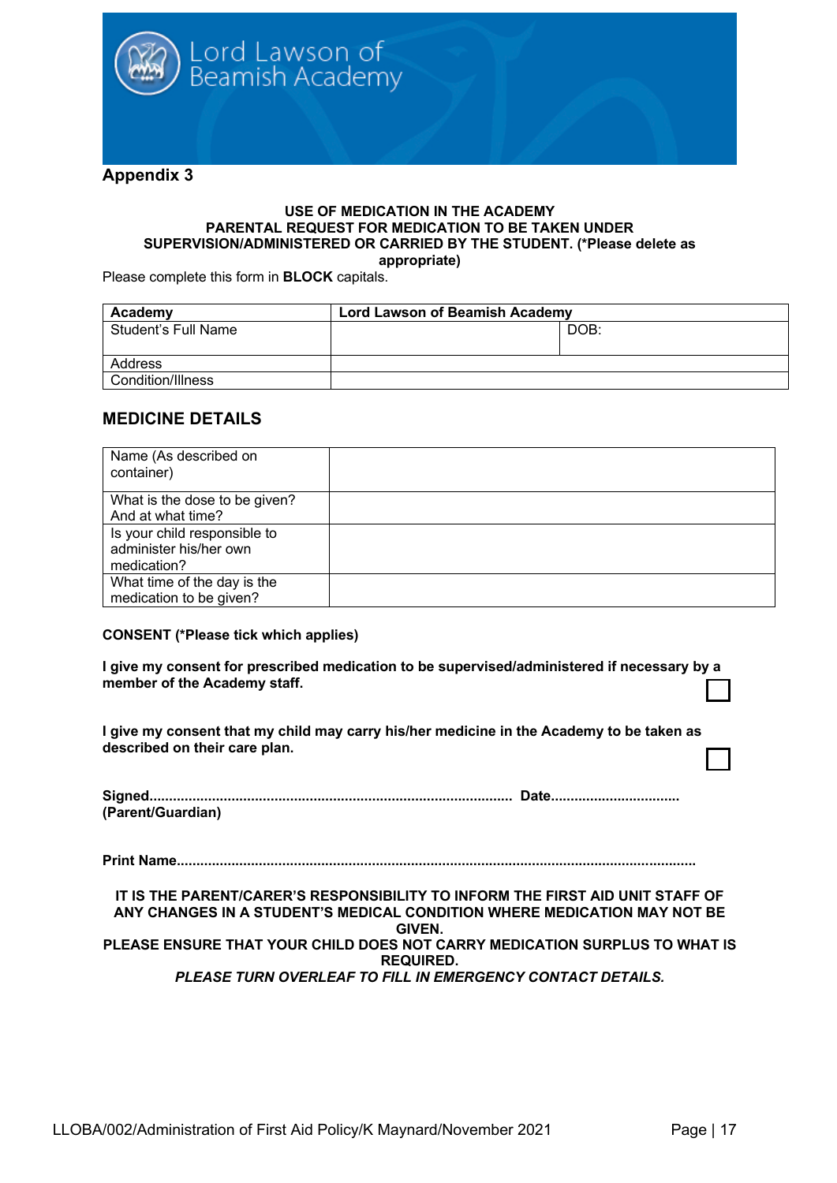Lord Lawson of Beamish Academy

## Appendix 3

**USE OF MEDICATION IN THE ACADEMY**
**PARENTAL REQUEST FOR MEDICATION TO BE TAKEN UNDER SUPERVISION/ADMINISTERED OR CARRIED BY THE STUDENT. (*Please delete as appropriate)**

Please complete this form in **BLOCK** capitals.

| **Academy** | **Lord Lawson of Beamish Academy** | |
|---|---|---|
| Student's Full Name | | DOB: |
| Address | | |
| Condition/Illness | | |

## MEDICINE DETAILS

| Name (As described on container) | |
|---|---|
| What is the dose to be given? And at what time? | |
| Is your child responsible to administer his/her own medication? | |
| What time of the day is the medication to be given? | |

**CONSENT (*Please tick which applies)**

**I give my consent for prescribed medication to be supervised/administered if necessary by a member of the Academy staff.** ☐

**I give my consent that my child may carry his/her medicine in the Academy to be taken as described on their care plan.** ☐

**Signed.......................................................................................... Date................................**
**(Parent/Guardian)**

**Print Name.................................................................................................................................**

**IT IS THE PARENT/CARER'S RESPONSIBILITY TO INFORM THE FIRST AID UNIT STAFF OF ANY CHANGES IN A STUDENT'S MEDICAL CONDITION WHERE MEDICATION MAY NOT BE GIVEN.**
**PLEASE ENSURE THAT YOUR CHILD DOES NOT CARRY MEDICATION SURPLUS TO WHAT IS REQUIRED.**
***PLEASE TURN OVERLEAF TO FILL IN EMERGENCY CONTACT DETAILS.***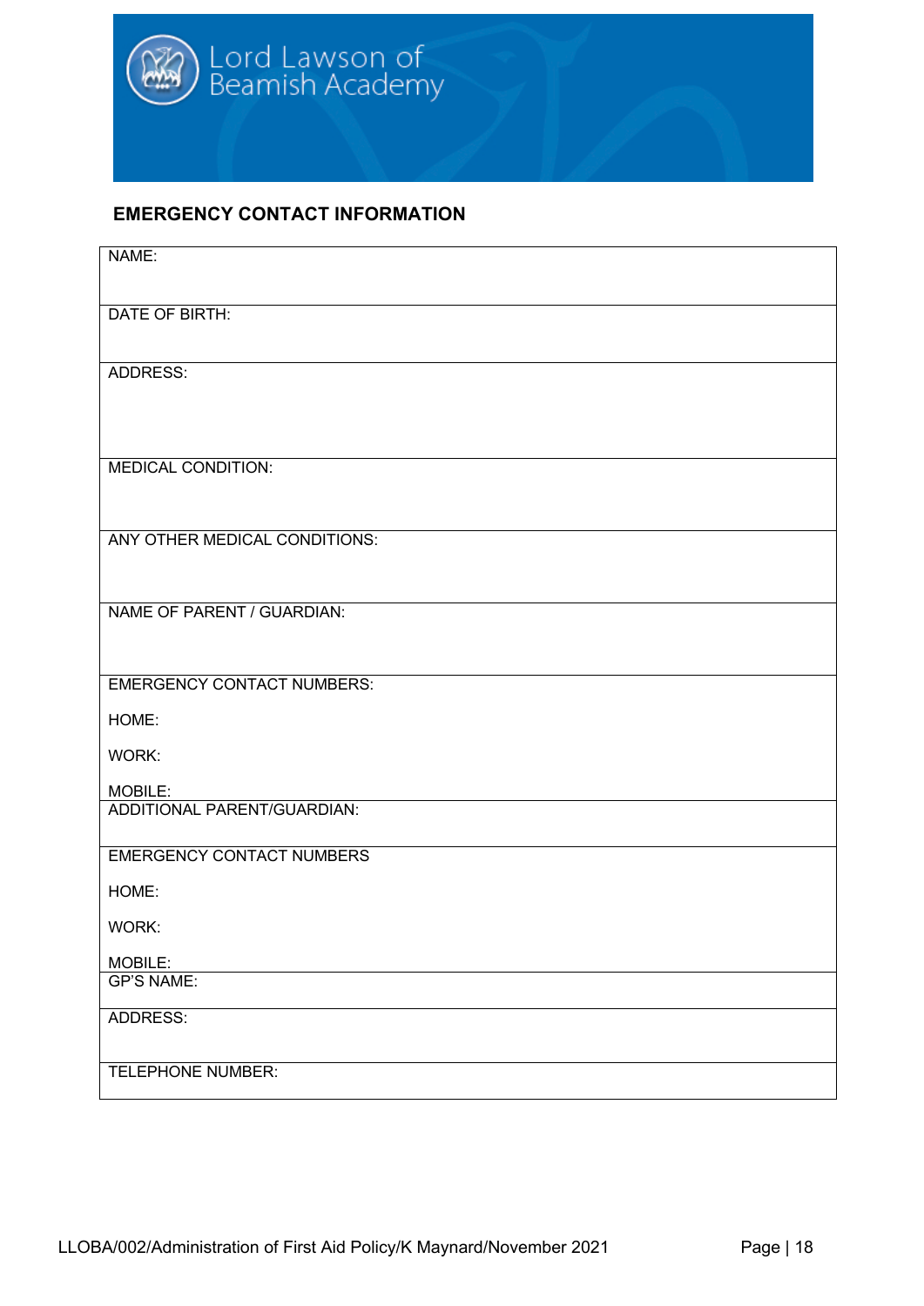## EMERGENCY CONTACT INFORMATION

| NAME: |
|---|
| DATE OF BIRTH: |
| ADDRESS: |
| MEDICAL CONDITION: |
| ANY OTHER MEDICAL CONDITIONS: |
| NAME OF PARENT / GUARDIAN: |
| EMERGENCY CONTACT NUMBERS:<br><br>HOME:<br><br>WORK:<br><br>MOBILE: |
| ADDITIONAL PARENT/GUARDIAN: |
| EMERGENCY CONTACT NUMBERS<br><br>HOME:<br><br>WORK:<br><br>MOBILE: |
| GP'S NAME: |
| ADDRESS: |
| TELEPHONE NUMBER: |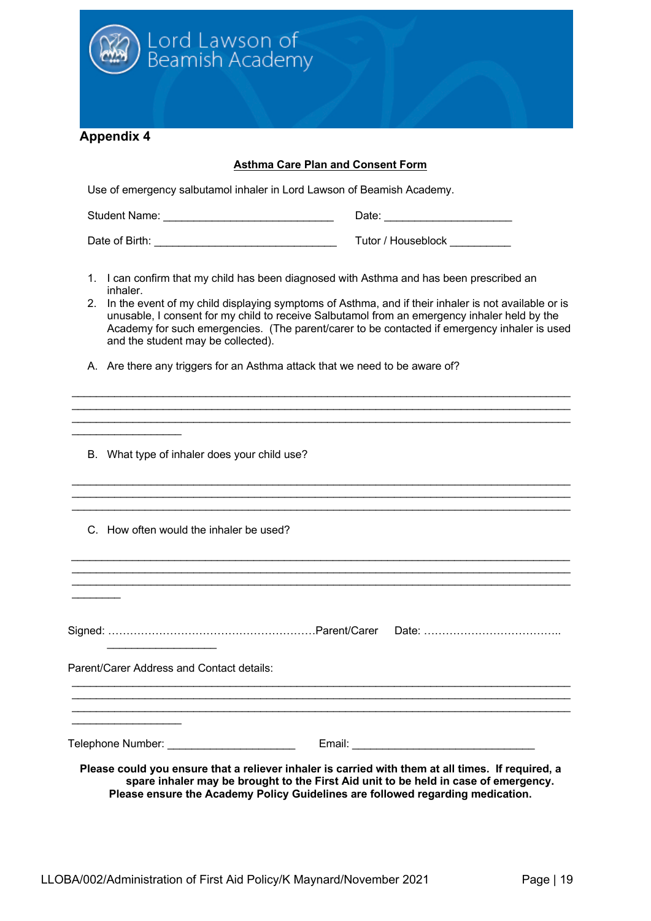Lord Lawson of Beamish Academy

**Appendix 4**

**Asthma Care Plan and Consent Form**

Use of emergency salbutamol inhaler in Lord Lawson of Beamish Academy.

Student Name: ____________________________ Date: _____________________

Date of Birth: ______________________________ Tutor / Houseblock __________

1. I can confirm that my child has been diagnosed with Asthma and has been prescribed an inhaler.
2. In the event of my child displaying symptoms of Asthma, and if their inhaler is not available or is unusable, I consent for my child to receive Salbutamol from an emergency inhaler held by the Academy for such emergencies. (The parent/carer to be contacted if emergency inhaler is used and the student may be collected).

A. Are there any triggers for an Asthma attack that we need to be aware of?

__________________________________________________________________________________
__________________________________________________________________________________
__________________________________________________________________________________
__________________

B. What type of inhaler does your child use?

__________________________________________________________________________________
__________________________________________________________________________________
__________________________________________________________________________________

C. How often would the inhaler be used?

__________________________________________________________________________________
__________________________________________________________________________________
__________________________________________________________________________________
________

Signed: ………………………………………………….Parent/Carer Date: ………………………………..
__________________

Parent/Carer Address and Contact details:

__________________________________________________________________________________
__________________________________________________________________________________
__________________________________________________________________________________
__________________

Telephone Number: _____________________ Email: ______________________________

**Please could you ensure that a reliever inhaler is carried with them at all times. If required, a spare inhaler may be brought to the First Aid unit to be held in case of emergency. Please ensure the Academy Policy Guidelines are followed regarding medication.**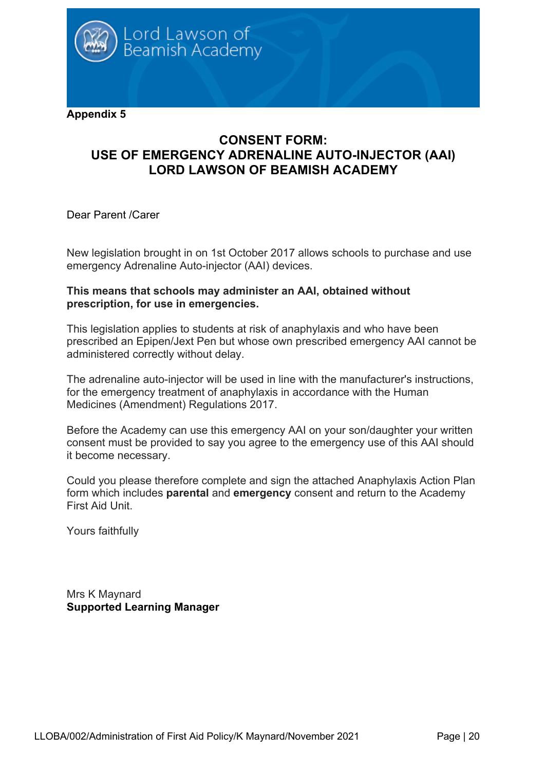Lord Lawson of Beamish Academy

**Appendix 5**

## CONSENT FORM:
## USE OF EMERGENCY ADRENALINE AUTO-INJECTOR (AAI)
## LORD LAWSON OF BEAMISH ACADEMY

Dear Parent /Carer

New legislation brought in on 1st October 2017 allows schools to purchase and use emergency Adrenaline Auto-injector (AAI) devices.

**This means that schools may administer an AAI, obtained without prescription, for use in emergencies.**

This legislation applies to students at risk of anaphylaxis and who have been prescribed an Epipen/Jext Pen but whose own prescribed emergency AAI cannot be administered correctly without delay.

The adrenaline auto-injector will be used in line with the manufacturer's instructions, for the emergency treatment of anaphylaxis in accordance with the Human Medicines (Amendment) Regulations 2017.

Before the Academy can use this emergency AAI on your son/daughter your written consent must be provided to say you agree to the emergency use of this AAI should it become necessary.

Could you please therefore complete and sign the attached Anaphylaxis Action Plan form which includes **parental** and **emergency** consent and return to the Academy First Aid Unit.

Yours faithfully

Mrs K Maynard
**Supported Learning Manager**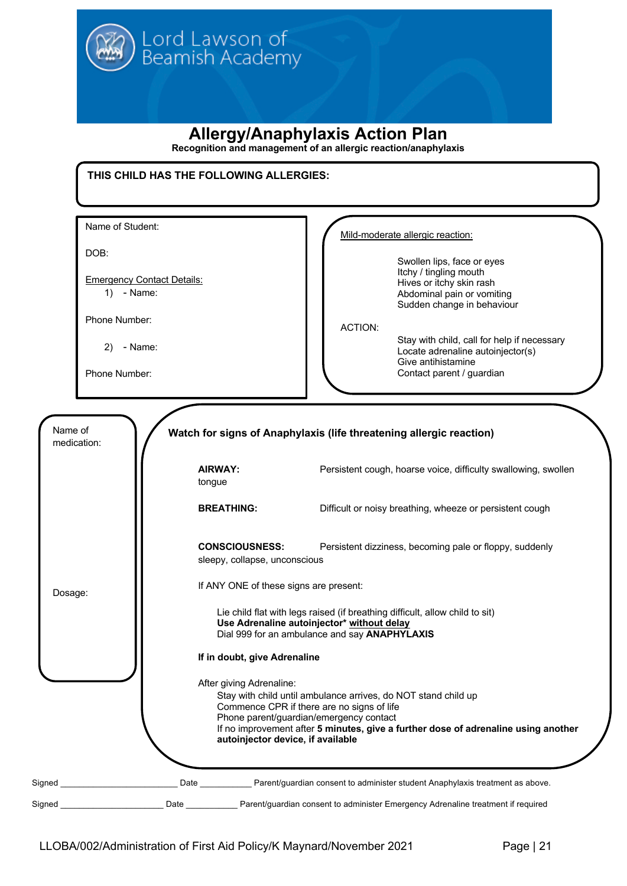Lord Lawson of Beamish Academy

# Allergy/Anaphylaxis Action Plan

**Recognition and management of an allergic reaction/anaphylaxis**

**THIS CHILD HAS THE FOLLOWING ALLERGIES:**

Name of Student:

DOB:

Emergency Contact Details:

1) - Name:

Phone Number:

2) - Name:

Phone Number:

Mild-moderate allergic reaction:

- Swollen lips, face or eyes
- Itchy / tingling mouth
- Hives or itchy skin rash
- Abdominal pain or vomiting
- Sudden change in behaviour

ACTION:

- Stay with child, call for help if necessary
- Locate adrenaline autoinjector(s)
- Give antihistamine
- Contact parent / guardian

Name of medication:

Dosage:

**Watch for signs of Anaphylaxis (life threatening allergic reaction)**

**AIRWAY:** Persistent cough, hoarse voice, difficulty swallowing, swollen tongue

**BREATHING:** Difficult or noisy breathing, wheeze or persistent cough

**CONSCIOUSNESS:** Persistent dizziness, becoming pale or floppy, suddenly sleepy, collapse, unconscious

If ANY ONE of these signs are present:

- Lie child flat with legs raised (if breathing difficult, allow child to sit)
- **Use Adrenaline autoinjector* without delay**
- Dial 999 for an ambulance and say **ANAPHYLAXIS**

**If in doubt, give Adrenaline**

After giving Adrenaline:

- Stay with child until ambulance arrives, do NOT stand child up
- Commence CPR if there are no signs of life
- Phone parent/guardian/emergency contact
- If no improvement after **5 minutes, give a further dose of adrenaline using another autoinjector device, if available**

Signed ________________________ Date ___________ Parent/guardian consent to administer student Anaphylaxis treatment as above.

Signed ______________________ Date ___________ Parent/guardian consent to administer Emergency Adrenaline treatment if required

LLOBA/002/Administration of First Aid Policy/K Maynard/November 2021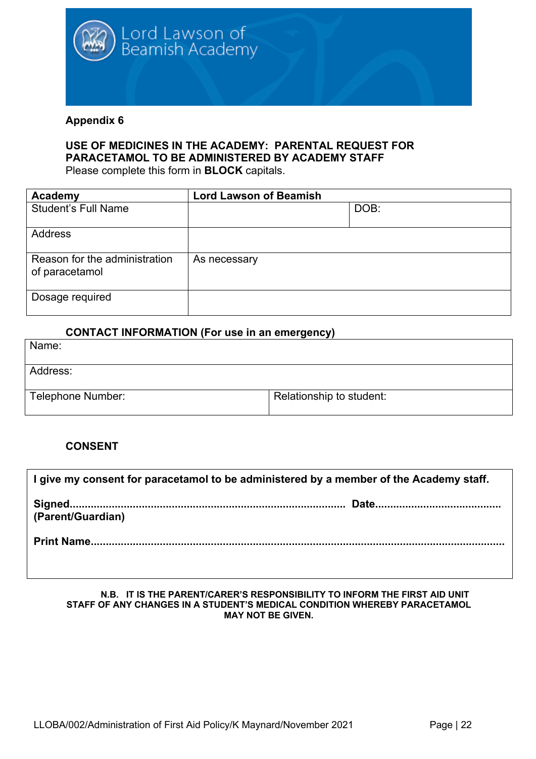Lord Lawson of Beamish Academy

**Appendix 6**

**USE OF MEDICINES IN THE ACADEMY: PARENTAL REQUEST FOR PARACETAMOL TO BE ADMINISTERED BY ACADEMY STAFF**

Please complete this form in **BLOCK** capitals.

| **Academy** | **Lord Lawson of Beamish** | |
|---|---|---|
| Student's Full Name | | DOB: |
| Address | | |
| Reason for the administration of paracetamol | As necessary | |
| Dosage required | | |

**CONTACT INFORMATION (For use in an emergency)**

| | |
|---|---|
| Name: | |
| Address: | |
| Telephone Number: | Relationship to student: |

**CONSENT**

**I give my consent for paracetamol to be administered by a member of the Academy staff.**

**Signed.........................................................................................  Date.........................................**
**(Parent/Guardian)**

**Print Name.........................................................................................................................................**

**N.B. IT IS THE PARENT/CARER'S RESPONSIBILITY TO INFORM THE FIRST AID UNIT STAFF OF ANY CHANGES IN A STUDENT'S MEDICAL CONDITION WHEREBY PARACETAMOL MAY NOT BE GIVEN.**

LLOBA/002/Administration of First Aid Policy/K Maynard/November 2021